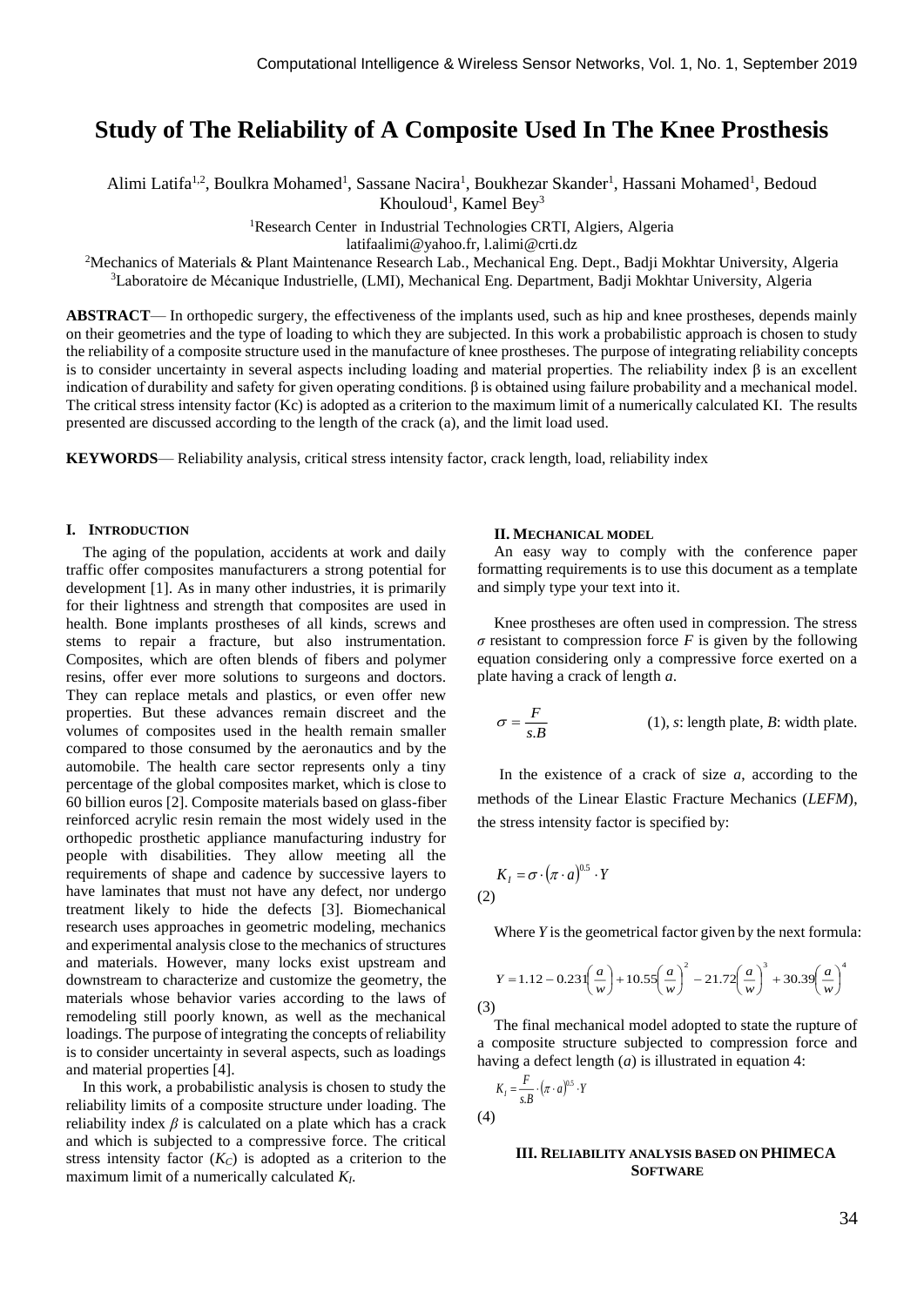# Study of The Reliability of A Composite Used In The Knee Prosthesis

Alimi Latifa[1,2], Boulkra Mohamed[1], Sassane Nacira[1], Boukhezar Skander[1], Hassani Mohamed[1], Bedoud Khouloud[1], Kamel Bey[3]

[1]Research Center in Industrial Technologies CRTI, Algiers, Algeria
latifaalimi@yahoo.fr, l.alimi@crti.dz
[2]Mechanics of Materials & Plant Maintenance Research Lab., Mechanical Eng. Dept., Badji Mokhtar University, Algeria
[3]Laboratoire de Mécanique Industrielle, (LMI), Mechanical Eng. Department, Badji Mokhtar University, Algeria

**ABSTRACT**— In orthopedic surgery, the effectiveness of the implants used, such as hip and knee prostheses, depends mainly on their geometries and the type of loading to which they are subjected. In this work a probabilistic approach is chosen to study the reliability of a composite structure used in the manufacture of knee prostheses. The purpose of integrating reliability concepts is to consider uncertainty in several aspects including loading and material properties. The reliability index β is an excellent indication of durability and safety for given operating conditions. β is obtained using failure probability and a mechanical model. The critical stress intensity factor (Kc) is adopted as a criterion to the maximum limit of a numerically calculated KI. The results presented are discussed according to the length of the crack (a), and the limit load used.

**KEYWORDS**— Reliability analysis, critical stress intensity factor, crack length, load, reliability index

## I. Introduction

The aging of the population, accidents at work and daily traffic offer composites manufacturers a strong potential for development [1]. As in many other industries, it is primarily for their lightness and strength that composites are used in health. Bone implants prostheses of all kinds, screws and stems to repair a fracture, but also instrumentation. Composites, which are often blends of fibers and polymer resins, offer ever more solutions to surgeons and doctors. They can replace metals and plastics, or even offer new properties. But these advances remain discreet and the volumes of composites used in the health remain smaller compared to those consumed by the aeronautics and by the automobile. The health care sector represents only a tiny percentage of the global composites market, which is close to 60 billion euros [2]. Composite materials based on glass-fiber reinforced acrylic resin remain the most widely used in the orthopedic prosthetic appliance manufacturing industry for people with disabilities. They allow meeting all the requirements of shape and cadence by successive layers to have laminates that must not have any defect, nor undergo treatment likely to hide the defects [3]. Biomechanical research uses approaches in geometric modeling, mechanics and experimental analysis close to the mechanics of structures and materials. However, many locks exist upstream and downstream to characterize and customize the geometry, the materials whose behavior varies according to the laws of remodeling still poorly known, as well as the mechanical loadings. The purpose of integrating the concepts of reliability is to consider uncertainty in several aspects, such as loadings and material properties [4].

In this work, a probabilistic analysis is chosen to study the reliability limits of a composite structure under loading. The reliability index $\beta$ is calculated on a plate which has a crack and which is subjected to a compressive force. The critical stress intensity factor ($K_C$) is adopted as a criterion to the maximum limit of a numerically calculated $K_I$.

## II. Mechanical model

An easy way to comply with the conference paper formatting requirements is to use this document as a template and simply type your text into it.

Knee prostheses are often used in compression. The stress $\sigma$ resistant to compression force $F$ is given by the following equation considering only a compressive force exerted on a plate having a crack of length $a$.

$$\sigma = \frac{F}{s.B} \quad (1)$$

*s*: length plate, *B*: width plate.

In the existence of a crack of size $a$, according to the methods of the Linear Elastic Fracture Mechanics (*LEFM*), the stress intensity factor is specified by:

$$K_I = \sigma \cdot (\pi \cdot a)^{0.5} \cdot Y \quad (2)$$

Where $Y$ is the geometrical factor given by the next formula:

$$Y = 1.12 - 0.231\left(\frac{a}{w}\right) + 10.55\left(\frac{a}{w}\right)^2 - 21.72\left(\frac{a}{w}\right)^3 + 30.39\left(\frac{a}{w}\right)^4 \quad (3)$$

The final mechanical model adopted to state the rupture of a composite structure subjected to compression force and having a defect length ($a$) is illustrated in equation 4:

$$K_I = \frac{F}{s.B} \cdot (\pi \cdot a)^{0.5} \cdot Y \quad (4)$$

## III. Reliability analysis based on PHIMECA Software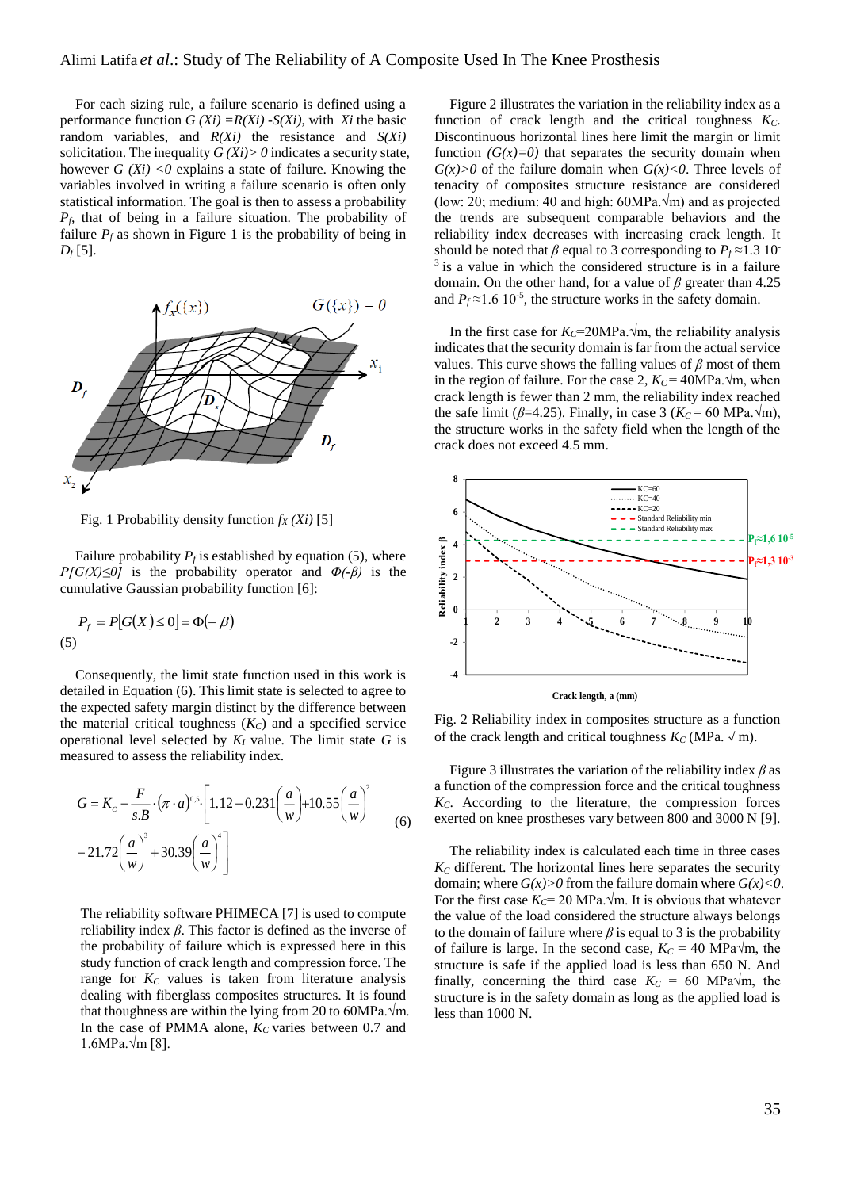For each sizing rule, a failure scenario is defined using a performance function $G(Xi) = R(Xi) - S(Xi)$, with $Xi$ the basic random variables, and $R(Xi)$ the resistance and $S(Xi)$ solicitation. The inequality $G(Xi) > 0$ indicates a security state, however $G(Xi) < 0$ explains a state of failure. Knowing the variables involved in writing a failure scenario is often only statistical information. The goal is then to assess a probability $P_f$, that of being in a failure situation. The probability of failure $P_f$ as shown in Figure 1 is the probability of being in $D_f$ [5].

Fig. 1 Probability density function $f_X(Xi)$ [5]

Failure probability $P_f$ is established by equation (5), where $P[G(X) \leq 0]$ is the probability operator and $\Phi(-\beta)$ is the cumulative Gaussian probability function [6]:

$$P_f = P[G(X) \leq 0] = \Phi(-\beta) \tag{5}$$

Consequently, the limit state function used in this work is detailed in Equation (6). This limit state is selected to agree to the expected safety margin distinct by the difference between the material critical toughness ($K_C$) and a specified service operational level selected by $K_I$ value. The limit state $G$ is measured to assess the reliability index.

$$G = K_c - \frac{F}{s.B} \cdot (\pi \cdot a)^{0.5} \cdot \left[ 1.12 - 0.231\left(\frac{a}{w}\right) + 10.55\left(\frac{a}{w}\right)^2 - 21.72\left(\frac{a}{w}\right)^3 + 30.39\left(\frac{a}{w}\right)^4 \right] \tag{6}$$

The reliability software PHIMECA [7] is used to compute reliability index $\beta$. This factor is defined as the inverse of the probability of failure which is expressed here in this study function of crack length and compression force. The range for $K_C$ values is taken from literature analysis dealing with fiberglass composites structures. It is found that thoughness are within the lying from 20 to 60MPa.√m. In the case of PMMA alone, $K_C$ varies between 0.7 and 1.6MPa.√m [8].

Figure 2 illustrates the variation in the reliability index as a function of crack length and the critical toughness $K_C$. Discontinuous horizontal lines here limit the margin or limit function $(G(x)=0)$ that separates the security domain when $G(x)>0$ of the failure domain when $G(x)<0$. Three levels of tenacity of composites structure resistance are considered (low: 20; medium: 40 and high: 60MPa.√m) and as projected the trends are subsequent comparable behaviors and the reliability index decreases with increasing crack length. It should be noted that $\beta$ equal to 3 corresponding to $P_f \approx 1.3\ 10^{-3}$ is a value in which the considered structure is in a failure domain. On the other hand, for a value of $\beta$ greater than 4.25 and $P_f \approx 1.6\ 10^{-5}$, the structure works in the safety domain.

In the first case for $K_C$=20MPa.√m, the reliability analysis indicates that the security domain is far from the actual service values. This curve shows the falling values of $\beta$ most of them in the region of failure. For the case 2, $K_C$= 40MPa.√m, when crack length is fewer than 2 mm, the reliability index reached the safe limit ($\beta$=4.25). Finally, in case 3 ($K_C$ = 60 MPa.√m), the structure works in the safety field when the length of the crack does not exceed 4.5 mm.

Fig. 2 Reliability index in composites structure as a function of the crack length and critical toughness $K_C$ (MPa. √ m).

Figure 3 illustrates the variation of the reliability index $\beta$ as a function of the compression force and the critical toughness $K_C$. According to the literature, the compression forces exerted on knee prostheses vary between 800 and 3000 N [9].

The reliability index is calculated each time in three cases $K_C$ different. The horizontal lines here separates the security domain; where $G(x)>0$ from the failure domain where $G(x)<0$. For the first case $K_C$= 20 MPa.√m. It is obvious that whatever the value of the load considered the structure always belongs to the domain of failure where $\beta$ is equal to 3 is the probability of failure is large. In the second case, $K_C$ = 40 MPa√m, the structure is safe if the applied load is less than 650 N. And finally, concerning the third case $K_C$ = 60 MPa√m, the structure is in the safety domain as long as the applied load is less than 1000 N.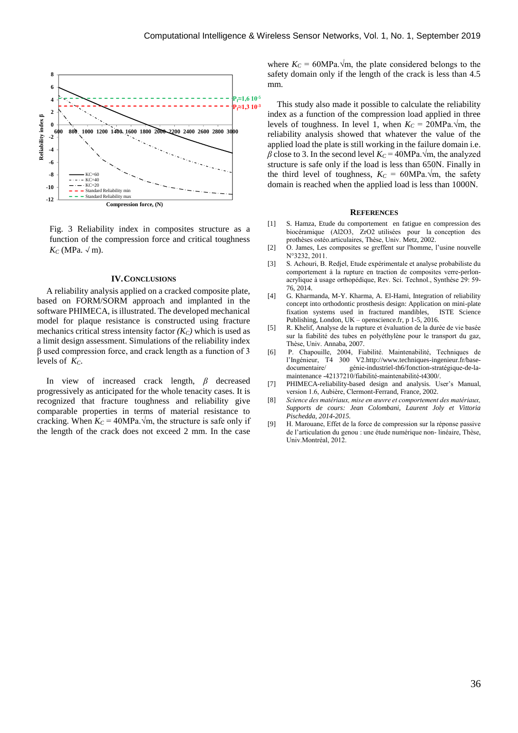8
6
4
2
0
-2
-4
-6
-8
-10
-12

600 800 1000 1200 1400 1600 1800 2000 2200 2400 2600 2800 3000

Reliability index β

Compression force, (N)

$P_f \approx 1{,}6\ 10^{-5}$

$P_f \approx 1{,}3\ 10^{-3}$

KC=60
KC=40
KC=20
Standard Reliability min
Standard Reliability max

Fig. 3 Reliability index in composites structure as a function of the compression force and critical toughness $K_C$ (MPa. √ m).

## IV. CONCLUSIONS

A reliability analysis applied on a cracked composite plate, based on FORM/SORM approach and implanted in the software PHIMECA, is illustrated. The developed mechanical model for plaque resistance is constructed using fracture mechanics critical stress intensity factor *($K_C$)* which is used as a limit design assessment. Simulations of the reliability index β used compression force, and crack length as a function of 3 levels of $K_C$.

In view of increased crack length, $\beta$ decreased progressively as anticipated for the whole tenacity cases. It is recognized that fracture toughness and reliability give comparable properties in terms of material resistance to cracking. When $K_C$ = 40MPa.√m, the structure is safe only if the length of the crack does not exceed 2 mm. In the case where $K_C$ = 60MPa.√m, the plate considered belongs to the safety domain only if the length of the crack is less than 4.5 mm.

This study also made it possible to calculate the reliability index as a function of the compression load applied in three levels of toughness. In level 1, when $K_C$ = 20MPa.√m, the reliability analysis showed that whatever the value of the applied load the plate is still working in the failure domain i.e. $\beta$ close to 3. In the second level $K_C$ = 40MPa.√m, the analyzed structure is safe only if the load is less than 650N. Finally in the third level of toughness, $K_C$ = 60MPa.√m, the safety domain is reached when the applied load is less than 1000N.

## REFERENCES

[1] S. Hamza, Etude du comportement en fatigue en compression des biocéramique (Al2O3, ZrO2 utilisées pour la conception des prothèses ostéo.articulaires, Thèse, Univ. Metz, 2002.

[2] O. James, Les composites se greffent sur l'homme, l'usine nouvelle N°3232, 2011.

[3] S. Achouri, B. Redjel, Etude expérimentale et analyse probabiliste du comportement à la rupture en traction de composites verre-perlon-acrylique à usage orthopédique, Rev. Sci. Technol., Synthèse 29: 59-76, 2014.

[4] G. Kharmanda, M-Y. Kharma, A. El-Hami, Integration of reliability concept into orthodontic prosthesis design: Application on mini-plate fixation systems used in fractured mandibles, ISTE Science Publishing, London, UK – openscience.fr, p 1-5, 2016.

[5] R. Khelif, Analyse de la rupture et évaluation de la durée de vie basée sur la fiabilité des tubes en polyéthylène pour le transport du gaz, Thèse, Univ. Annaba, 2007.

[6] P. Chapouille, 2004, Fiabilité. Maintenabilité, Techniques de l'Ingénieur, T4 300 V2.http://www.techniques-ingenieur.fr/base-documentaire/ génie-industriel-th6/fonction-stratégique-de-la-maintenance -42137210/fiabilité-maintenabilité-t4300/.

[7] PHIMECA-reliability-based design and analysis. User's Manual, version 1.6, Aubière, Clermont-Ferrand, France, 2002.

[8] *Science des matériaux, mise en œuvre et comportement des matériaux, Supports de cours: Jean Colombani, Laurent Joly et Vittoria Pischedda, 2014-2015.*

[9] H. Marouane, Effet de la force de compression sur la réponse passive de l'articulation du genou : une étude numérique non- linéaire, Thèse, Univ.Montréal, 2012.